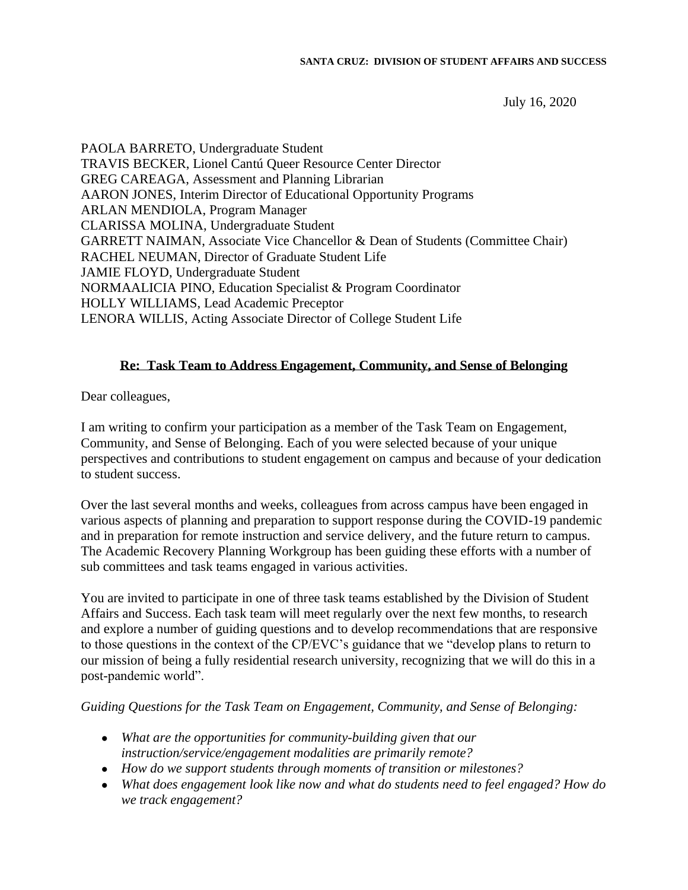SANTA CRUZ: DIVISION OF STUDENT AFFAIRS AND SUCCESS

July 16, 2020

PAOLA BARRETO, Undergraduate Student
TRAVIS BECKER, Lionel Cantú Queer Resource Center Director
GREG CAREAGA, Assessment and Planning Librarian
AARON JONES, Interim Director of Educational Opportunity Programs
ARLAN MENDIOLA, Program Manager
CLARISSA MOLINA, Undergraduate Student
GARRETT NAIMAN, Associate Vice Chancellor & Dean of Students (Committee Chair)
RACHEL NEUMAN, Director of Graduate Student Life
JAMIE FLOYD, Undergraduate Student
NORMAALICIA PINO, Education Specialist & Program Coordinator
HOLLY WILLIAMS, Lead Academic Preceptor
LENORA WILLIS, Acting Associate Director of College Student Life

**Re: Task Team to Address Engagement, Community, and Sense of Belonging**

Dear colleagues,

I am writing to confirm your participation as a member of the Task Team on Engagement, Community, and Sense of Belonging. Each of you were selected because of your unique perspectives and contributions to student engagement on campus and because of your dedication to student success.

Over the last several months and weeks, colleagues from across campus have been engaged in various aspects of planning and preparation to support response during the COVID-19 pandemic and in preparation for remote instruction and service delivery, and the future return to campus. The Academic Recovery Planning Workgroup has been guiding these efforts with a number of sub committees and task teams engaged in various activities.

You are invited to participate in one of three task teams established by the Division of Student Affairs and Success. Each task team will meet regularly over the next few months, to research and explore a number of guiding questions and to develop recommendations that are responsive to those questions in the context of the CP/EVC's guidance that we "develop plans to return to our mission of being a fully residential research university, recognizing that we will do this in a post-pandemic world".

*Guiding Questions for the Task Team on Engagement, Community, and Sense of Belonging:*

- *What are the opportunities for community-building given that our instruction/service/engagement modalities are primarily remote?*
- *How do we support students through moments of transition or milestones?*
- *What does engagement look like now and what do students need to feel engaged? How do we track engagement?*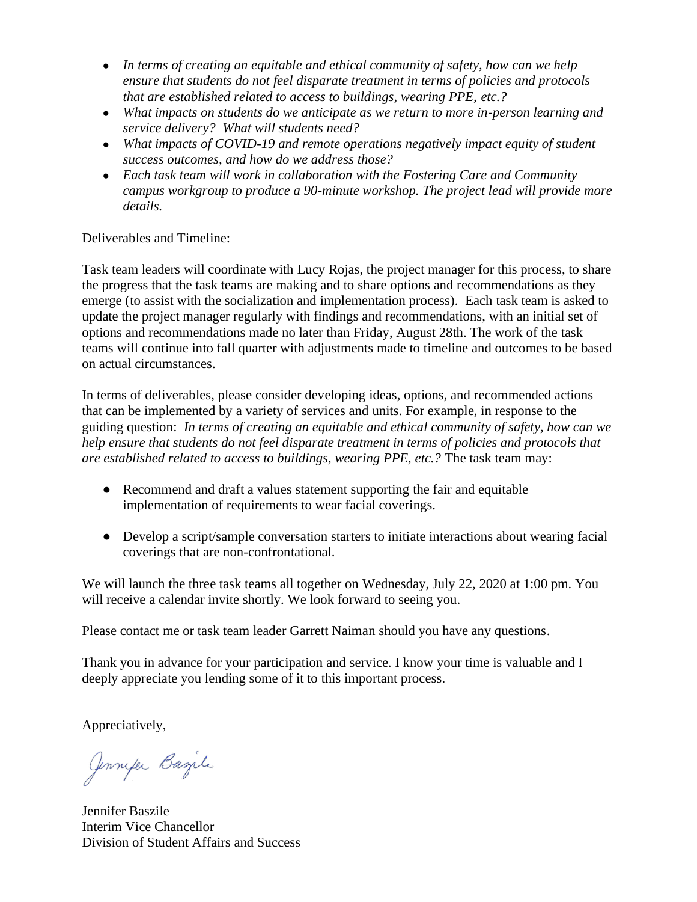- *In terms of creating an equitable and ethical community of safety, how can we help ensure that students do not feel disparate treatment in terms of policies and protocols that are established related to access to buildings, wearing PPE, etc.?*
- *What impacts on students do we anticipate as we return to more in-person learning and service delivery? What will students need?*
- *What impacts of COVID-19 and remote operations negatively impact equity of student success outcomes, and how do we address those?*
- *Each task team will work in collaboration with the Fostering Care and Community campus workgroup to produce a 90-minute workshop. The project lead will provide more details.*

Deliverables and Timeline:

Task team leaders will coordinate with Lucy Rojas, the project manager for this process, to share the progress that the task teams are making and to share options and recommendations as they emerge (to assist with the socialization and implementation process). Each task team is asked to update the project manager regularly with findings and recommendations, with an initial set of options and recommendations made no later than Friday, August 28th. The work of the task teams will continue into fall quarter with adjustments made to timeline and outcomes to be based on actual circumstances.

In terms of deliverables, please consider developing ideas, options, and recommended actions that can be implemented by a variety of services and units. For example, in response to the guiding question: *In terms of creating an equitable and ethical community of safety, how can we help ensure that students do not feel disparate treatment in terms of policies and protocols that are established related to access to buildings, wearing PPE, etc.?* The task team may:

- Recommend and draft a values statement supporting the fair and equitable implementation of requirements to wear facial coverings.
- Develop a script/sample conversation starters to initiate interactions about wearing facial coverings that are non-confrontational.

We will launch the three task teams all together on Wednesday, July 22, 2020 at 1:00 pm. You will receive a calendar invite shortly. We look forward to seeing you.

Please contact me or task team leader Garrett Naiman should you have any questions.

Thank you in advance for your participation and service. I know your time is valuable and I deeply appreciate you lending some of it to this important process.

Appreciatively,

Jennifer Baszile

Jennifer Baszile
Interim Vice Chancellor
Division of Student Affairs and Success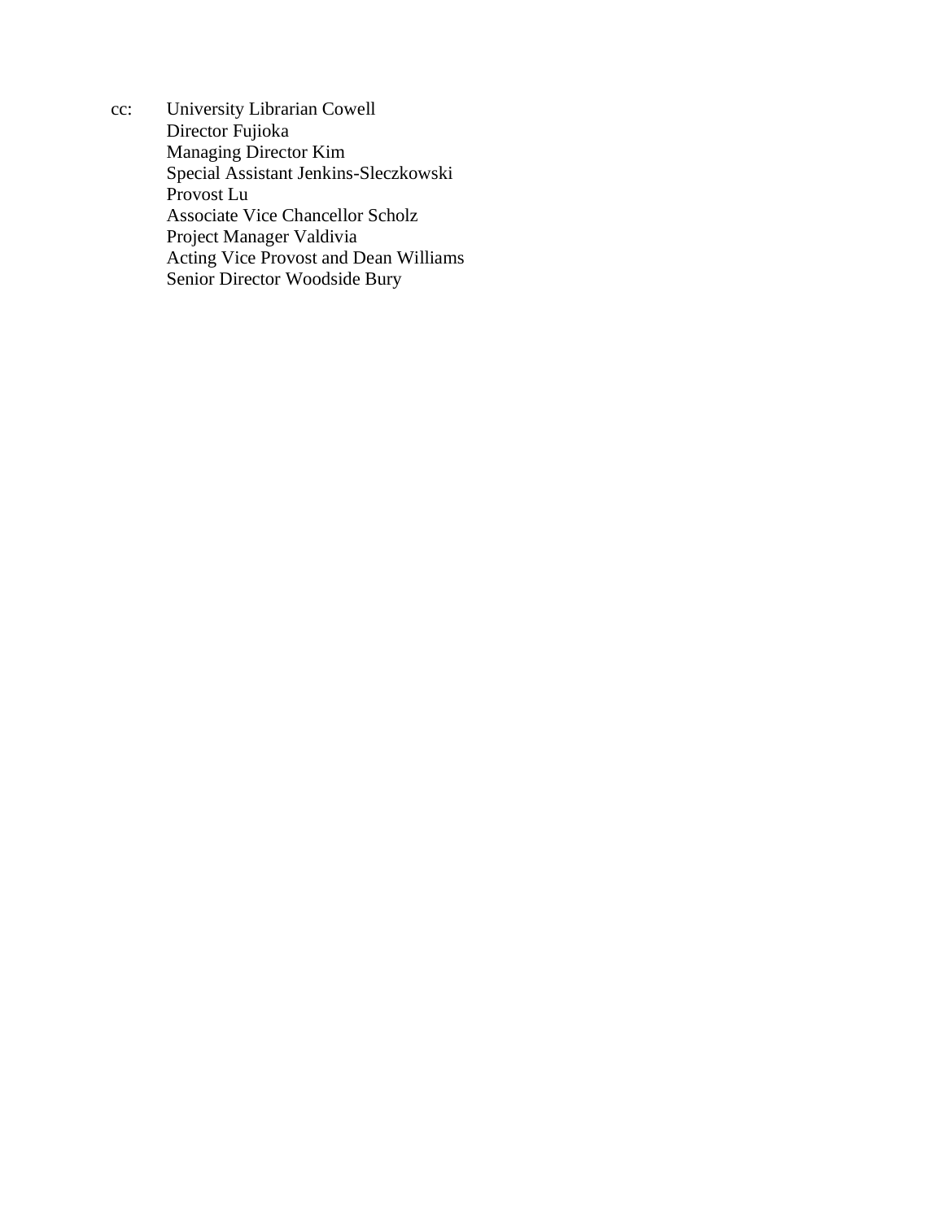cc: University Librarian Cowell
Director Fujioka
Managing Director Kim
Special Assistant Jenkins-Sleczkowski
Provost Lu
Associate Vice Chancellor Scholz
Project Manager Valdivia
Acting Vice Provost and Dean Williams
Senior Director Woodside Bury